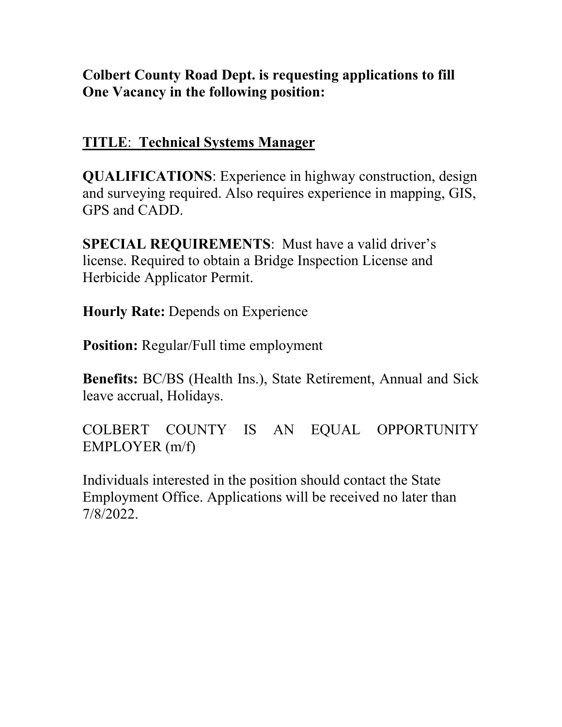**Colbert County Road Dept. is requesting applications to fill One Vacancy in the following position:**

**<u>TITLE</u>: <u>Technical Systems Manager</u>**

**QUALIFICATIONS**: Experience in highway construction, design and surveying required. Also requires experience in mapping, GIS, GPS and CADD.

**SPECIAL REQUIREMENTS**: Must have a valid driver's license. Required to obtain a Bridge Inspection License and Herbicide Applicator Permit.

**Hourly Rate:** Depends on Experience

**Position:** Regular/Full time employment

**Benefits:** BC/BS (Health Ins.), State Retirement, Annual and Sick leave accrual, Holidays.

COLBERT COUNTY IS AN EQUAL OPPORTUNITY EMPLOYER (m/f)

Individuals interested in the position should contact the State Employment Office. Applications will be received no later than 7/8/2022.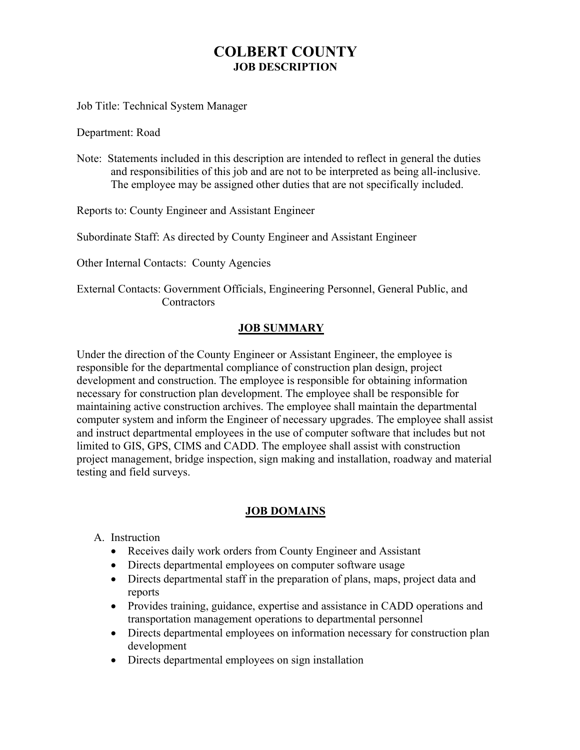# COLBERT COUNTY
## JOB DESCRIPTION

Job Title: Technical System Manager

Department: Road

Note: Statements included in this description are intended to reflect in general the duties and responsibilities of this job and are not to be interpreted as being all-inclusive. The employee may be assigned other duties that are not specifically included.

Reports to: County Engineer and Assistant Engineer

Subordinate Staff: As directed by County Engineer and Assistant Engineer

Other Internal Contacts: County Agencies

External Contacts: Government Officials, Engineering Personnel, General Public, and Contractors

## JOB SUMMARY

Under the direction of the County Engineer or Assistant Engineer, the employee is responsible for the departmental compliance of construction plan design, project development and construction. The employee is responsible for obtaining information necessary for construction plan development. The employee shall be responsible for maintaining active construction archives. The employee shall maintain the departmental computer system and inform the Engineer of necessary upgrades. The employee shall assist and instruct departmental employees in the use of computer software that includes but not limited to GIS, GPS, CIMS and CADD. The employee shall assist with construction project management, bridge inspection, sign making and installation, roadway and material testing and field surveys.

## JOB DOMAINS

A. Instruction
   - Receives daily work orders from County Engineer and Assistant
   - Directs departmental employees on computer software usage
   - Directs departmental staff in the preparation of plans, maps, project data and reports
   - Provides training, guidance, expertise and assistance in CADD operations and transportation management operations to departmental personnel
   - Directs departmental employees on information necessary for construction plan development
   - Directs departmental employees on sign installation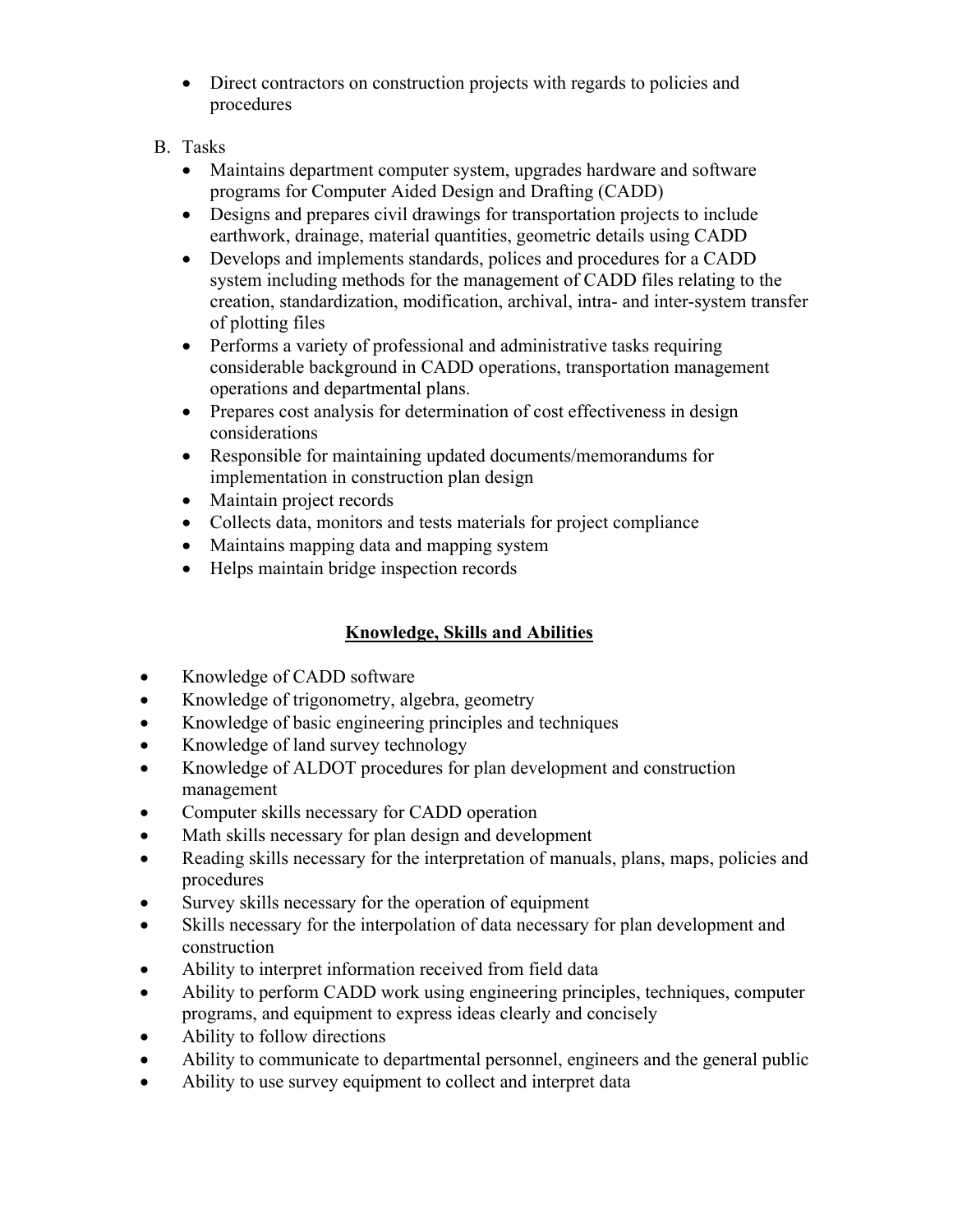- Direct contractors on construction projects with regards to policies and procedures

B. Tasks
   - Maintains department computer system, upgrades hardware and software programs for Computer Aided Design and Drafting (CADD)
   - Designs and prepares civil drawings for transportation projects to include earthwork, drainage, material quantities, geometric details using CADD
   - Develops and implements standards, polices and procedures for a CADD system including methods for the management of CADD files relating to the creation, standardization, modification, archival, intra- and inter-system transfer of plotting files
   - Performs a variety of professional and administrative tasks requiring considerable background in CADD operations, transportation management operations and departmental plans.
   - Prepares cost analysis for determination of cost effectiveness in design considerations
   - Responsible for maintaining updated documents/memorandums for implementation in construction plan design
   - Maintain project records
   - Collects data, monitors and tests materials for project compliance
   - Maintains mapping data and mapping system
   - Helps maintain bridge inspection records

## Knowledge, Skills and Abilities

- Knowledge of CADD software
- Knowledge of trigonometry, algebra, geometry
- Knowledge of basic engineering principles and techniques
- Knowledge of land survey technology
- Knowledge of ALDOT procedures for plan development and construction management
- Computer skills necessary for CADD operation
- Math skills necessary for plan design and development
- Reading skills necessary for the interpretation of manuals, plans, maps, policies and procedures
- Survey skills necessary for the operation of equipment
- Skills necessary for the interpolation of data necessary for plan development and construction
- Ability to interpret information received from field data
- Ability to perform CADD work using engineering principles, techniques, computer programs, and equipment to express ideas clearly and concisely
- Ability to follow directions
- Ability to communicate to departmental personnel, engineers and the general public
- Ability to use survey equipment to collect and interpret data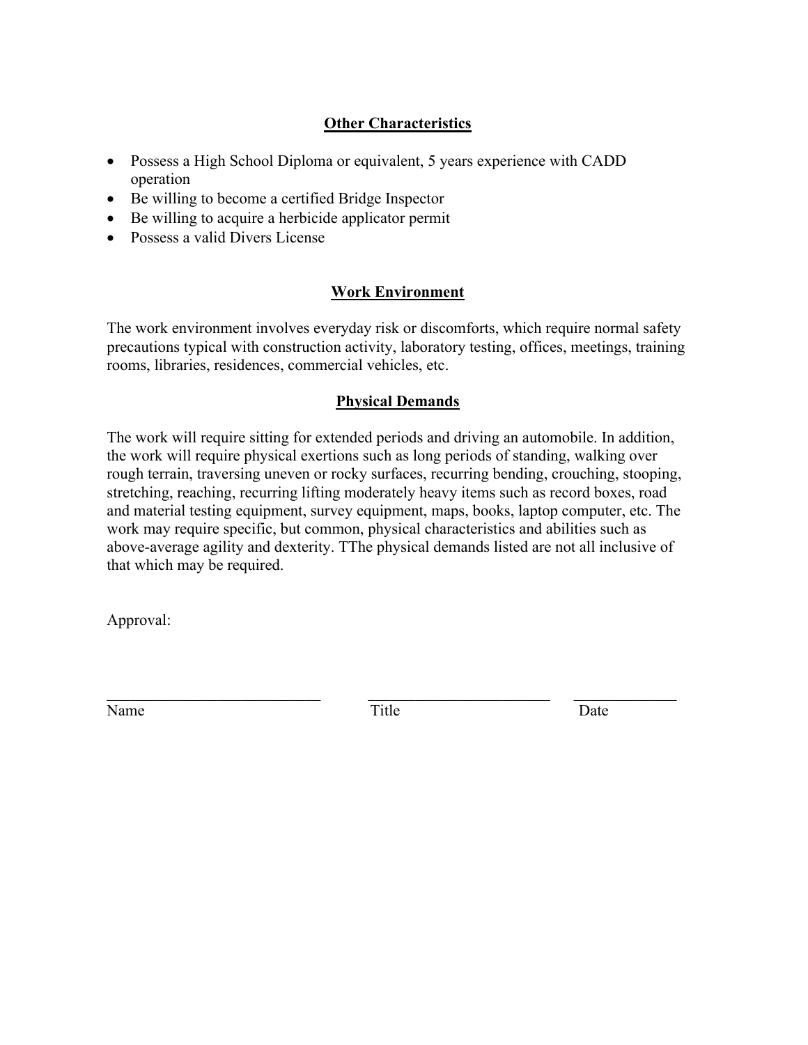## Other Characteristics

- Possess a High School Diploma or equivalent, 5 years experience with CADD operation
- Be willing to become a certified Bridge Inspector
- Be willing to acquire a herbicide applicator permit
- Possess a valid Divers License

## Work Environment

The work environment involves everyday risk or discomforts, which require normal safety precautions typical with construction activity, laboratory testing, offices, meetings, training rooms, libraries, residences, commercial vehicles, etc.

## Physical Demands

The work will require sitting for extended periods and driving an automobile. In addition, the work will require physical exertions such as long periods of standing, walking over rough terrain, traversing uneven or rocky surfaces, recurring bending, crouching, stooping, stretching, reaching, recurring lifting moderately heavy items such as record boxes, road and material testing equipment, survey equipment, maps, books, laptop computer, etc. The work may require specific, but common, physical characteristics and abilities such as above-average agility and dexterity. TThe physical demands listed are not all inclusive of that which may be required.

Approval:

\_\_\_\_\_\_\_\_\_\_\_\_\_\_\_\_\_\_\_\_\_\_\_\_\_\_\_\_ \_\_\_\_\_\_\_\_\_\_\_\_\_\_\_\_\_\_\_\_\_\_\_\_ \_\_\_\_\_\_\_\_\_\_\_\_\_

Name Title Date